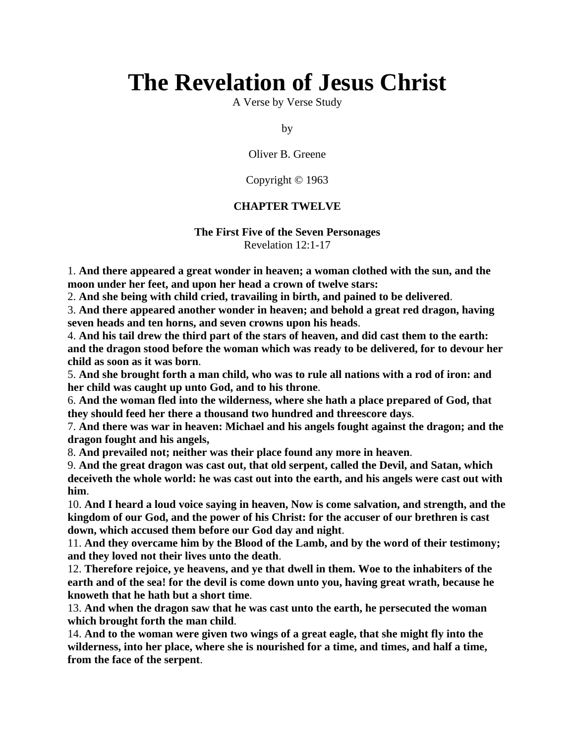# The Revelation of Jesus Christ

A Verse by Verse Study

by

Oliver B. Greene

Copyright © 1963

**CHAPTER TWELVE**

**The First Five of the Seven Personages**
Revelation 12:1-17

1. **And there appeared a great wonder in heaven; a woman clothed with the sun, and the moon under her feet, and upon her head a crown of twelve stars:**
2. **And she being with child cried, travailing in birth, and pained to be delivered**.
3. **And there appeared another wonder in heaven; and behold a great red dragon, having seven heads and ten horns, and seven crowns upon his heads**.
4. **And his tail drew the third part of the stars of heaven, and did cast them to the earth: and the dragon stood before the woman which was ready to be delivered, for to devour her child as soon as it was born**.
5. **And she brought forth a man child, who was to rule all nations with a rod of iron: and her child was caught up unto God, and to his throne**.
6. **And the woman fled into the wilderness, where she hath a place prepared of God, that they should feed her there a thousand two hundred and threescore days**.
7. **And there was war in heaven: Michael and his angels fought against the dragon; and the dragon fought and his angels,**
8. **And prevailed not; neither was their place found any more in heaven**.
9. **And the great dragon was cast out, that old serpent, called the Devil, and Satan, which deceiveth the whole world: he was cast out into the earth, and his angels were cast out with him**.
10. **And I heard a loud voice saying in heaven, Now is come salvation, and strength, and the kingdom of our God, and the power of his Christ: for the accuser of our brethren is cast down, which accused them before our God day and night**.
11. **And they overcame him by the Blood of the Lamb, and by the word of their testimony; and they loved not their lives unto the death**.
12. **Therefore rejoice, ye heavens, and ye that dwell in them. Woe to the inhabiters of the earth and of the sea! for the devil is come down unto you, having great wrath, because he knoweth that he hath but a short time**.
13. **And when the dragon saw that he was cast unto the earth, he persecuted the woman which brought forth the man child**.
14. **And to the woman were given two wings of a great eagle, that she might fly into the wilderness, into her place, where she is nourished for a time, and times, and half a time, from the face of the serpent**.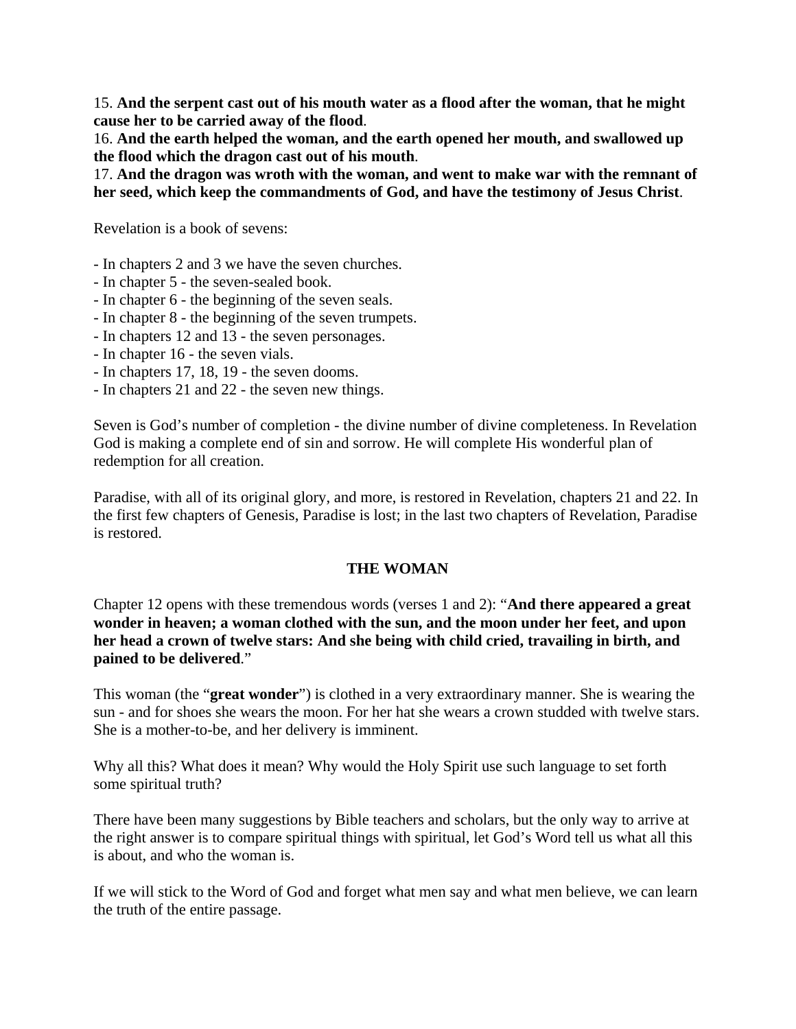15. **And the serpent cast out of his mouth water as a flood after the woman, that he might cause her to be carried away of the flood**.
16. **And the earth helped the woman, and the earth opened her mouth, and swallowed up the flood which the dragon cast out of his mouth**.
17. **And the dragon was wroth with the woman, and went to make war with the remnant of her seed, which keep the commandments of God, and have the testimony of Jesus Christ**.

Revelation is a book of sevens:

- In chapters 2 and 3 we have the seven churches.
- In chapter 5 - the seven-sealed book.
- In chapter 6 - the beginning of the seven seals.
- In chapter 8 - the beginning of the seven trumpets.
- In chapters 12 and 13 - the seven personages.
- In chapter 16 - the seven vials.
- In chapters 17, 18, 19 - the seven dooms.
- In chapters 21 and 22 - the seven new things.

Seven is God's number of completion - the divine number of divine completeness. In Revelation God is making a complete end of sin and sorrow. He will complete His wonderful plan of redemption for all creation.

Paradise, with all of its original glory, and more, is restored in Revelation, chapters 21 and 22. In the first few chapters of Genesis, Paradise is lost; in the last two chapters of Revelation, Paradise is restored.

## THE WOMAN

Chapter 12 opens with these tremendous words (verses 1 and 2): "**And there appeared a great wonder in heaven; a woman clothed with the sun, and the moon under her feet, and upon her head a crown of twelve stars: And she being with child cried, travailing in birth, and pained to be delivered**."

This woman (the "**great wonder**") is clothed in a very extraordinary manner. She is wearing the sun - and for shoes she wears the moon. For her hat she wears a crown studded with twelve stars. She is a mother-to-be, and her delivery is imminent.

Why all this? What does it mean? Why would the Holy Spirit use such language to set forth some spiritual truth?

There have been many suggestions by Bible teachers and scholars, but the only way to arrive at the right answer is to compare spiritual things with spiritual, let God's Word tell us what all this is about, and who the woman is.

If we will stick to the Word of God and forget what men say and what men believe, we can learn the truth of the entire passage.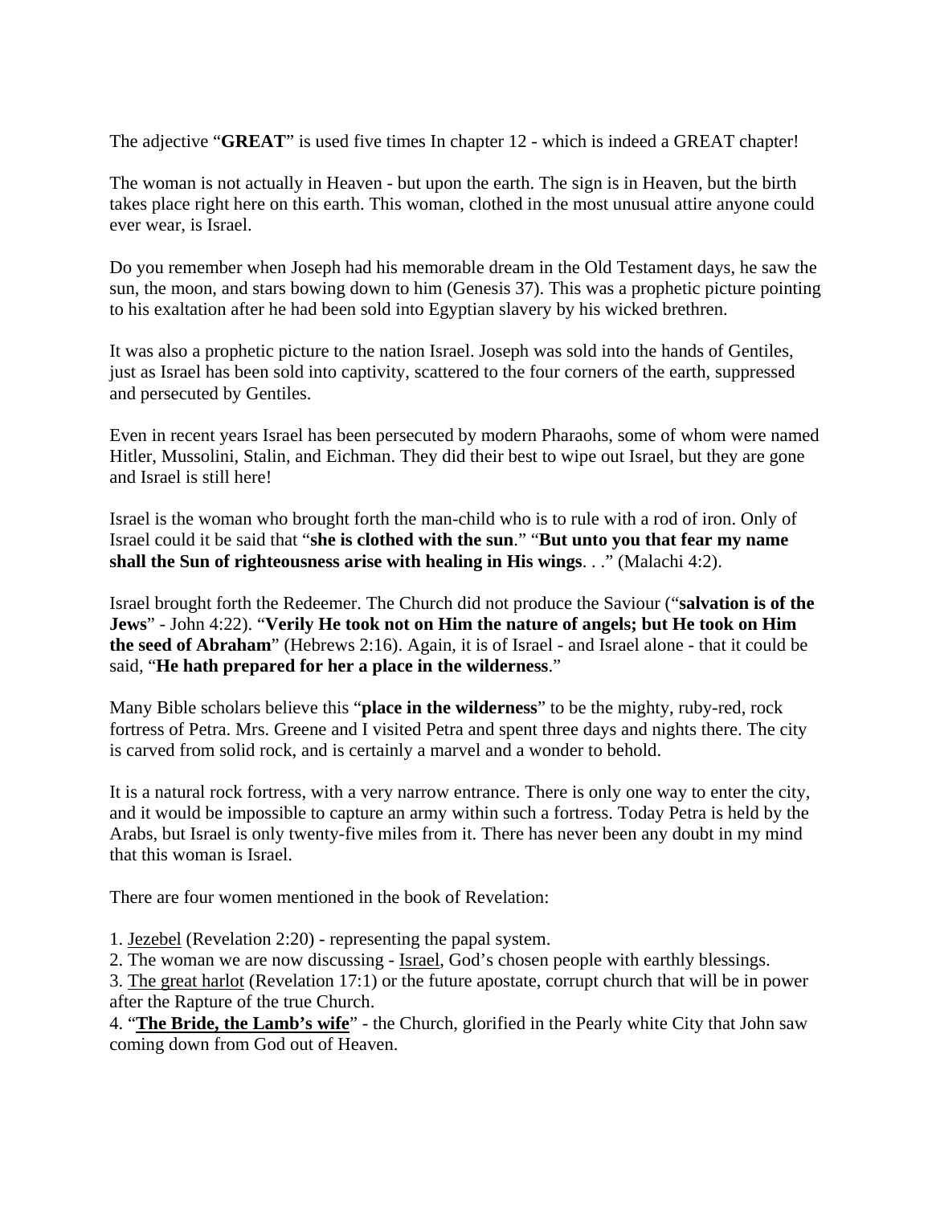The adjective "**GREAT**" is used five times In chapter 12 - which is indeed a GREAT chapter!

The woman is not actually in Heaven - but upon the earth. The sign is in Heaven, but the birth takes place right here on this earth. This woman, clothed in the most unusual attire anyone could ever wear, is Israel.

Do you remember when Joseph had his memorable dream in the Old Testament days, he saw the sun, the moon, and stars bowing down to him (Genesis 37). This was a prophetic picture pointing to his exaltation after he had been sold into Egyptian slavery by his wicked brethren.

It was also a prophetic picture to the nation Israel. Joseph was sold into the hands of Gentiles, just as Israel has been sold into captivity, scattered to the four corners of the earth, suppressed and persecuted by Gentiles.

Even in recent years Israel has been persecuted by modern Pharaohs, some of whom were named Hitler, Mussolini, Stalin, and Eichman. They did their best to wipe out Israel, but they are gone and Israel is still here!

Israel is the woman who brought forth the man-child who is to rule with a rod of iron. Only of Israel could it be said that "**she is clothed with the sun**." "**But unto you that fear my name shall the Sun of righteousness arise with healing in His wings**. . ." (Malachi 4:2).

Israel brought forth the Redeemer. The Church did not produce the Saviour ("**salvation is of the Jews**" - John 4:22). "**Verily He took not on Him the nature of angels; but He took on Him the seed of Abraham**" (Hebrews 2:16). Again, it is of Israel - and Israel alone - that it could be said, "**He hath prepared for her a place in the wilderness**."

Many Bible scholars believe this "**place in the wilderness**" to be the mighty, ruby-red, rock fortress of Petra. Mrs. Greene and I visited Petra and spent three days and nights there. The city is carved from solid rock, and is certainly a marvel and a wonder to behold.

It is a natural rock fortress, with a very narrow entrance. There is only one way to enter the city, and it would be impossible to capture an army within such a fortress. Today Petra is held by the Arabs, but Israel is only twenty-five miles from it. There has never been any doubt in my mind that this woman is Israel.

There are four women mentioned in the book of Revelation:

1. <u>Jezebel</u> (Revelation 2:20) - representing the papal system.
2. The woman we are now discussing - <u>Israel</u>, God's chosen people with earthly blessings.
3. <u>The great harlot</u> (Revelation 17:1) or the future apostate, corrupt church that will be in power after the Rapture of the true Church.
4. "<u>**The Bride, the Lamb's wife**</u>" - the Church, glorified in the Pearly white City that John saw coming down from God out of Heaven.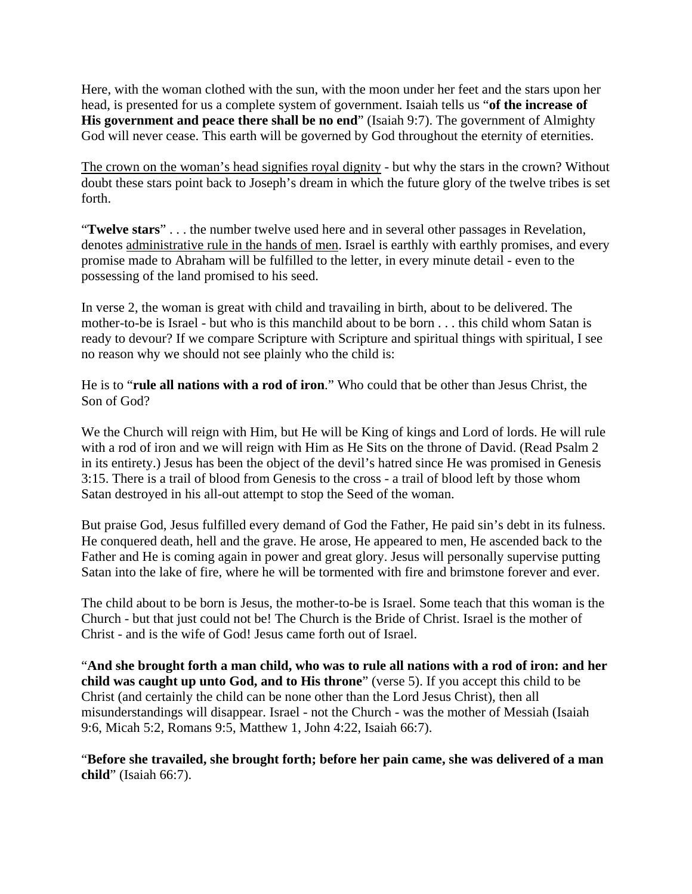Here, with the woman clothed with the sun, with the moon under her feet and the stars upon her head, is presented for us a complete system of government. Isaiah tells us "**of the increase of His government and peace there shall be no end**" (Isaiah 9:7). The government of Almighty God will never cease. This earth will be governed by God throughout the eternity of eternities.

<u>The crown on the woman's head signifies royal dignity</u> - but why the stars in the crown? Without doubt these stars point back to Joseph's dream in which the future glory of the twelve tribes is set forth.

"**Twelve stars**" . . . the number twelve used here and in several other passages in Revelation, denotes <u>administrative rule in the hands of men</u>. Israel is earthly with earthly promises, and every promise made to Abraham will be fulfilled to the letter, in every minute detail - even to the possessing of the land promised to his seed.

In verse 2, the woman is great with child and travailing in birth, about to be delivered. The mother-to-be is Israel - but who is this manchild about to be born . . . this child whom Satan is ready to devour? If we compare Scripture with Scripture and spiritual things with spiritual, I see no reason why we should not see plainly who the child is:

He is to "**rule all nations with a rod of iron**." Who could that be other than Jesus Christ, the Son of God?

We the Church will reign with Him, but He will be King of kings and Lord of lords. He will rule with a rod of iron and we will reign with Him as He Sits on the throne of David. (Read Psalm 2 in its entirety.) Jesus has been the object of the devil's hatred since He was promised in Genesis 3:15. There is a trail of blood from Genesis to the cross - a trail of blood left by those whom Satan destroyed in his all-out attempt to stop the Seed of the woman.

But praise God, Jesus fulfilled every demand of God the Father, He paid sin's debt in its fulness. He conquered death, hell and the grave. He arose, He appeared to men, He ascended back to the Father and He is coming again in power and great glory. Jesus will personally supervise putting Satan into the lake of fire, where he will be tormented with fire and brimstone forever and ever.

The child about to be born is Jesus, the mother-to-be is Israel. Some teach that this woman is the Church - but that just could not be! The Church is the Bride of Christ. Israel is the mother of Christ - and is the wife of God! Jesus came forth out of Israel.

"**And she brought forth a man child, who was to rule all nations with a rod of iron: and her child was caught up unto God, and to His throne**" (verse 5). If you accept this child to be Christ (and certainly the child can be none other than the Lord Jesus Christ), then all misunderstandings will disappear. Israel - not the Church - was the mother of Messiah (Isaiah 9:6, Micah 5:2, Romans 9:5, Matthew 1, John 4:22, Isaiah 66:7).

"**Before she travailed, she brought forth; before her pain came, she was delivered of a man child**" (Isaiah 66:7).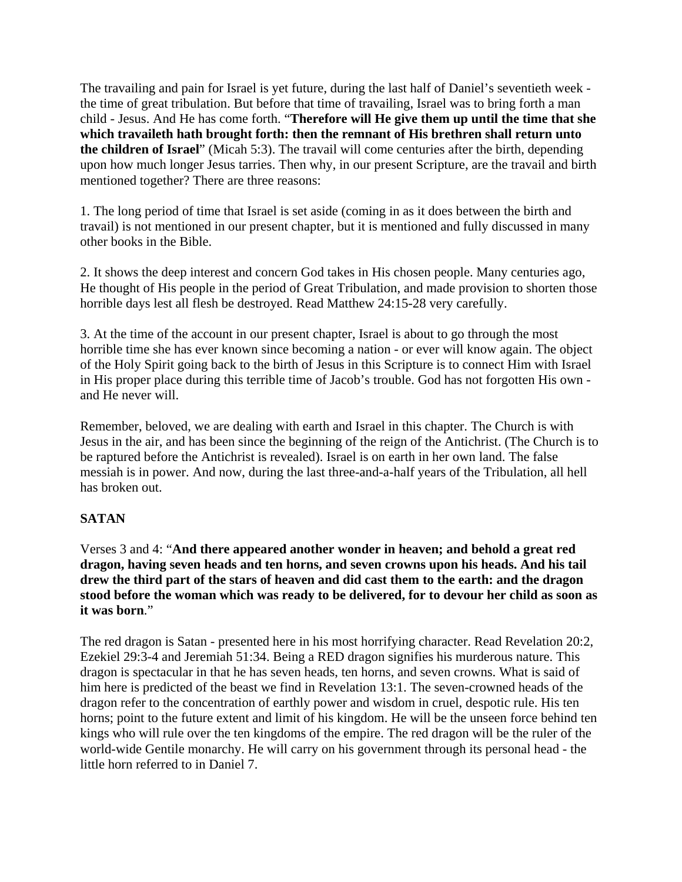The travailing and pain for Israel is yet future, during the last half of Daniel's seventieth week - the time of great tribulation. But before that time of travailing, Israel was to bring forth a man child - Jesus. And He has come forth. "**Therefore will He give them up until the time that she which travaileth hath brought forth: then the remnant of His brethren shall return unto the children of Israel**" (Micah 5:3). The travail will come centuries after the birth, depending upon how much longer Jesus tarries. Then why, in our present Scripture, are the travail and birth mentioned together? There are three reasons:

1. The long period of time that Israel is set aside (coming in as it does between the birth and travail) is not mentioned in our present chapter, but it is mentioned and fully discussed in many other books in the Bible.

2. It shows the deep interest and concern God takes in His chosen people. Many centuries ago, He thought of His people in the period of Great Tribulation, and made provision to shorten those horrible days lest all flesh be destroyed. Read Matthew 24:15-28 very carefully.

3. At the time of the account in our present chapter, Israel is about to go through the most horrible time she has ever known since becoming a nation - or ever will know again. The object of the Holy Spirit going back to the birth of Jesus in this Scripture is to connect Him with Israel in His proper place during this terrible time of Jacob's trouble. God has not forgotten His own - and He never will.

Remember, beloved, we are dealing with earth and Israel in this chapter. The Church is with Jesus in the air, and has been since the beginning of the reign of the Antichrist. (The Church is to be raptured before the Antichrist is revealed). Israel is on earth in her own land. The false messiah is in power. And now, during the last three-and-a-half years of the Tribulation, all hell has broken out.

**SATAN**

Verses 3 and 4: "**And there appeared another wonder in heaven; and behold a great red dragon, having seven heads and ten horns, and seven crowns upon his heads. And his tail drew the third part of the stars of heaven and did cast them to the earth: and the dragon stood before the woman which was ready to be delivered, for to devour her child as soon as it was born**."

The red dragon is Satan - presented here in his most horrifying character. Read Revelation 20:2, Ezekiel 29:3-4 and Jeremiah 51:34. Being a RED dragon signifies his murderous nature. This dragon is spectacular in that he has seven heads, ten horns, and seven crowns. What is said of him here is predicted of the beast we find in Revelation 13:1. The seven-crowned heads of the dragon refer to the concentration of earthly power and wisdom in cruel, despotic rule. His ten horns; point to the future extent and limit of his kingdom. He will be the unseen force behind ten kings who will rule over the ten kingdoms of the empire. The red dragon will be the ruler of the world-wide Gentile monarchy. He will carry on his government through its personal head - the little horn referred to in Daniel 7.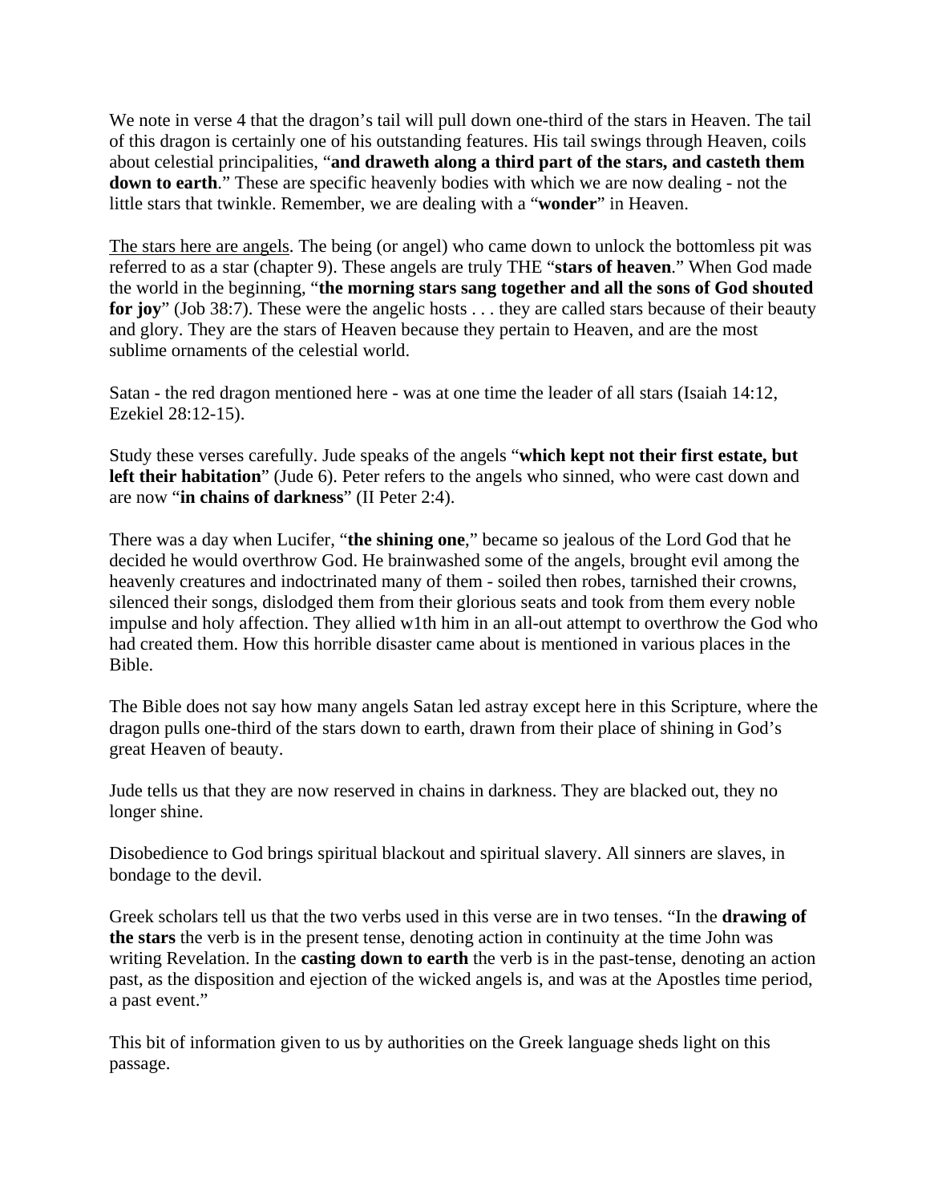We note in verse 4 that the dragon's tail will pull down one-third of the stars in Heaven. The tail of this dragon is certainly one of his outstanding features. His tail swings through Heaven, coils about celestial principalities, "**and draweth along a third part of the stars, and casteth them down to earth**." These are specific heavenly bodies with which we are now dealing - not the little stars that twinkle. Remember, we are dealing with a "**wonder**" in Heaven.

<u>The stars here are angels</u>. The being (or angel) who came down to unlock the bottomless pit was referred to as a star (chapter 9). These angels are truly THE "**stars of heaven**." When God made the world in the beginning, "**the morning stars sang together and all the sons of God shouted for joy**" (Job 38:7). These were the angelic hosts . . . they are called stars because of their beauty and glory. They are the stars of Heaven because they pertain to Heaven, and are the most sublime ornaments of the celestial world.

Satan - the red dragon mentioned here - was at one time the leader of all stars (Isaiah 14:12, Ezekiel 28:12-15).

Study these verses carefully. Jude speaks of the angels "**which kept not their first estate, but left their habitation**" (Jude 6). Peter refers to the angels who sinned, who were cast down and are now "**in chains of darkness**" (II Peter 2:4).

There was a day when Lucifer, "**the shining one**," became so jealous of the Lord God that he decided he would overthrow God. He brainwashed some of the angels, brought evil among the heavenly creatures and indoctrinated many of them - soiled then robes, tarnished their crowns, silenced their songs, dislodged them from their glorious seats and took from them every noble impulse and holy affection. They allied w1th him in an all-out attempt to overthrow the God who had created them. How this horrible disaster came about is mentioned in various places in the Bible.

The Bible does not say how many angels Satan led astray except here in this Scripture, where the dragon pulls one-third of the stars down to earth, drawn from their place of shining in God's great Heaven of beauty.

Jude tells us that they are now reserved in chains in darkness. They are blacked out, they no longer shine.

Disobedience to God brings spiritual blackout and spiritual slavery. All sinners are slaves, in bondage to the devil.

Greek scholars tell us that the two verbs used in this verse are in two tenses. "In the **drawing of the stars** the verb is in the present tense, denoting action in continuity at the time John was writing Revelation. In the **casting down to earth** the verb is in the past-tense, denoting an action past, as the disposition and ejection of the wicked angels is, and was at the Apostles time period, a past event."

This bit of information given to us by authorities on the Greek language sheds light on this passage.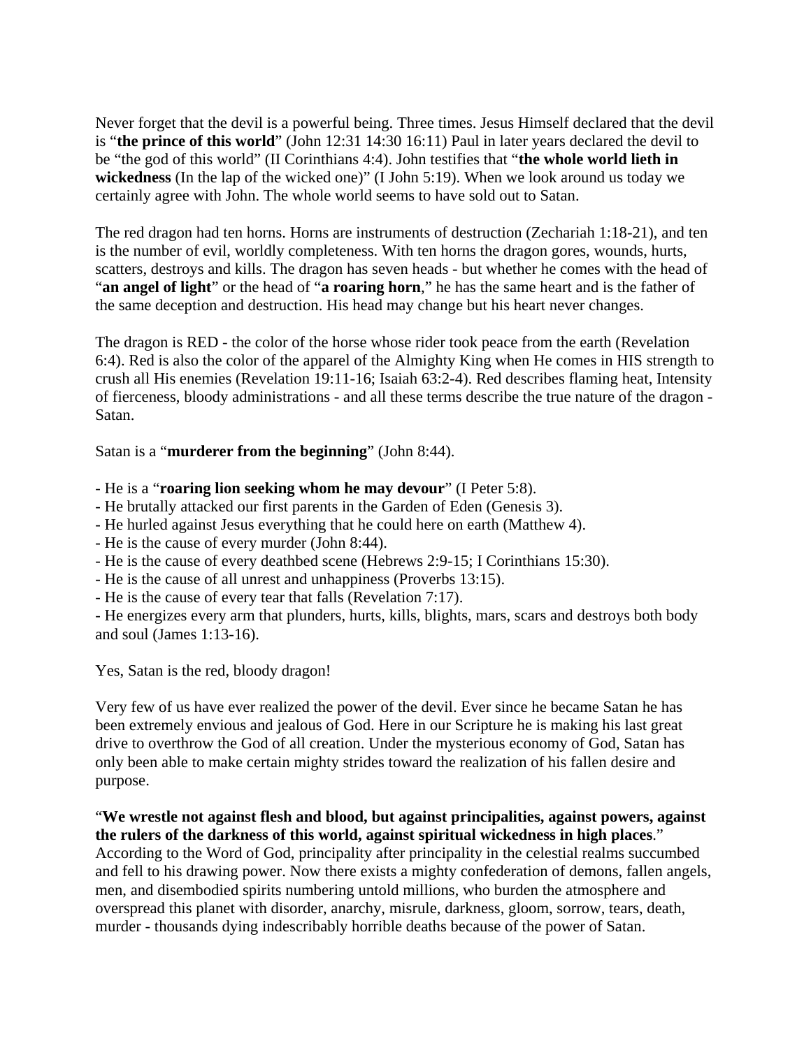Never forget that the devil is a powerful being. Three times. Jesus Himself declared that the devil is "**the prince of this world**" (John 12:31 14:30 16:11) Paul in later years declared the devil to be "the god of this world" (II Corinthians 4:4). John testifies that "**the whole world lieth in wickedness** (In the lap of the wicked one)" (I John 5:19). When we look around us today we certainly agree with John. The whole world seems to have sold out to Satan.

The red dragon had ten horns. Horns are instruments of destruction (Zechariah 1:18-21), and ten is the number of evil, worldly completeness. With ten horns the dragon gores, wounds, hurts, scatters, destroys and kills. The dragon has seven heads - but whether he comes with the head of "**an angel of light**" or the head of "**a roaring horn**," he has the same heart and is the father of the same deception and destruction. His head may change but his heart never changes.

The dragon is RED - the color of the horse whose rider took peace from the earth (Revelation 6:4). Red is also the color of the apparel of the Almighty King when He comes in HIS strength to crush all His enemies (Revelation 19:11-16; Isaiah 63:2-4). Red describes flaming heat, Intensity of fierceness, bloody administrations - and all these terms describe the true nature of the dragon - Satan.

Satan is a "**murderer from the beginning**" (John 8:44).

- He is a "**roaring lion seeking whom he may devour**" (I Peter 5:8).
- He brutally attacked our first parents in the Garden of Eden (Genesis 3).
- He hurled against Jesus everything that he could here on earth (Matthew 4).
- He is the cause of every murder (John 8:44).
- He is the cause of every deathbed scene (Hebrews 2:9-15; I Corinthians 15:30).
- He is the cause of all unrest and unhappiness (Proverbs 13:15).
- He is the cause of every tear that falls (Revelation 7:17).
- He energizes every arm that plunders, hurts, kills, blights, mars, scars and destroys both body and soul (James 1:13-16).

Yes, Satan is the red, bloody dragon!

Very few of us have ever realized the power of the devil. Ever since he became Satan he has been extremely envious and jealous of God. Here in our Scripture he is making his last great drive to overthrow the God of all creation. Under the mysterious economy of God, Satan has only been able to make certain mighty strides toward the realization of his fallen desire and purpose.

"**We wrestle not against flesh and blood, but against principalities, against powers, against the rulers of the darkness of this world, against spiritual wickedness in high places**." According to the Word of God, principality after principality in the celestial realms succumbed and fell to his drawing power. Now there exists a mighty confederation of demons, fallen angels, men, and disembodied spirits numbering untold millions, who burden the atmosphere and overspread this planet with disorder, anarchy, misrule, darkness, gloom, sorrow, tears, death, murder - thousands dying indescribably horrible deaths because of the power of Satan.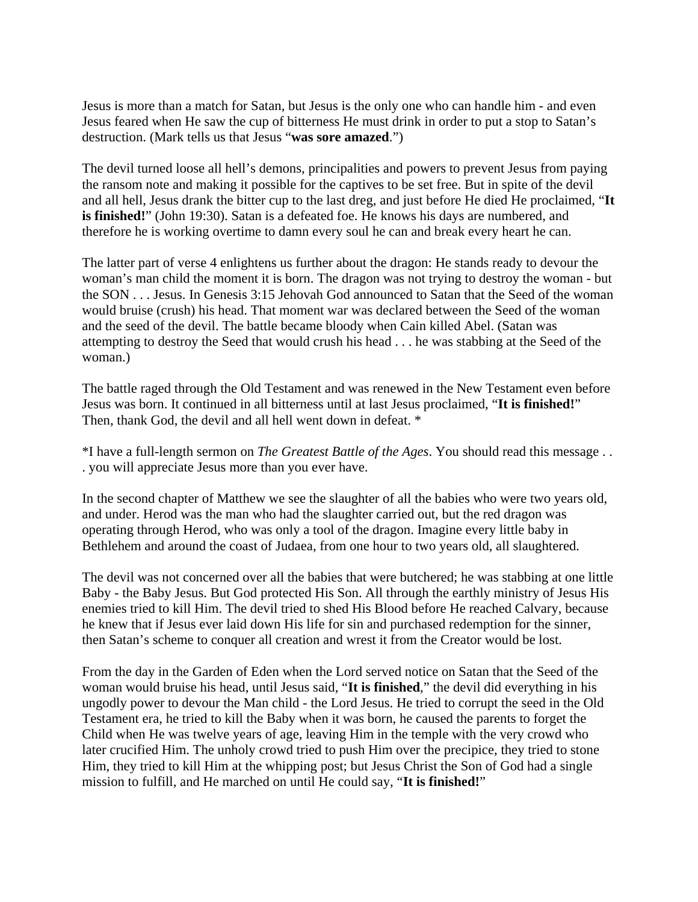Jesus is more than a match for Satan, but Jesus is the only one who can handle him - and even Jesus feared when He saw the cup of bitterness He must drink in order to put a stop to Satan's destruction. (Mark tells us that Jesus "**was sore amazed**.")

The devil turned loose all hell's demons, principalities and powers to prevent Jesus from paying the ransom note and making it possible for the captives to be set free. But in spite of the devil and all hell, Jesus drank the bitter cup to the last dreg, and just before He died He proclaimed, "**It is finished!**" (John 19:30). Satan is a defeated foe. He knows his days are numbered, and therefore he is working overtime to damn every soul he can and break every heart he can.

The latter part of verse 4 enlightens us further about the dragon: He stands ready to devour the woman's man child the moment it is born. The dragon was not trying to destroy the woman - but the SON . . . Jesus. In Genesis 3:15 Jehovah God announced to Satan that the Seed of the woman would bruise (crush) his head. That moment war was declared between the Seed of the woman and the seed of the devil. The battle became bloody when Cain killed Abel. (Satan was attempting to destroy the Seed that would crush his head . . . he was stabbing at the Seed of the woman.)

The battle raged through the Old Testament and was renewed in the New Testament even before Jesus was born. It continued in all bitterness until at last Jesus proclaimed, "**It is finished!**" Then, thank God, the devil and all hell went down in defeat. *

*I have a full-length sermon on *The Greatest Battle of the Ages*. You should read this message . . . you will appreciate Jesus more than you ever have.

In the second chapter of Matthew we see the slaughter of all the babies who were two years old, and under. Herod was the man who had the slaughter carried out, but the red dragon was operating through Herod, who was only a tool of the dragon. Imagine every little baby in Bethlehem and around the coast of Judaea, from one hour to two years old, all slaughtered.

The devil was not concerned over all the babies that were butchered; he was stabbing at one little Baby - the Baby Jesus. But God protected His Son. All through the earthly ministry of Jesus His enemies tried to kill Him. The devil tried to shed His Blood before He reached Calvary, because he knew that if Jesus ever laid down His life for sin and purchased redemption for the sinner, then Satan's scheme to conquer all creation and wrest it from the Creator would be lost.

From the day in the Garden of Eden when the Lord served notice on Satan that the Seed of the woman would bruise his head, until Jesus said, "**It is finished**," the devil did everything in his ungodly power to devour the Man child - the Lord Jesus. He tried to corrupt the seed in the Old Testament era, he tried to kill the Baby when it was born, he caused the parents to forget the Child when He was twelve years of age, leaving Him in the temple with the very crowd who later crucified Him. The unholy crowd tried to push Him over the precipice, they tried to stone Him, they tried to kill Him at the whipping post; but Jesus Christ the Son of God had a single mission to fulfill, and He marched on until He could say, "**It is finished!**"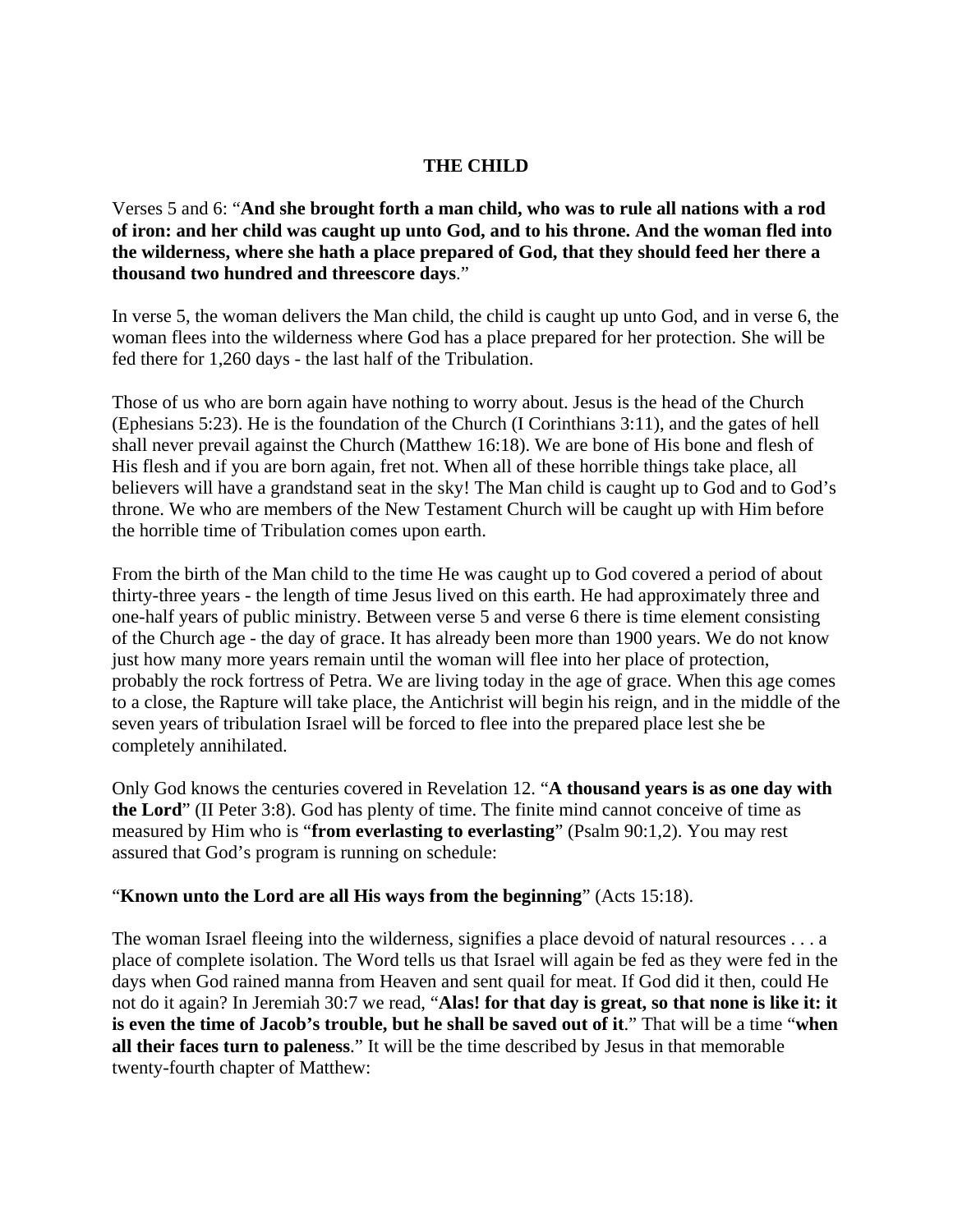## THE CHILD

Verses 5 and 6: "**And she brought forth a man child, who was to rule all nations with a rod of iron: and her child was caught up unto God, and to his throne. And the woman fled into the wilderness, where she hath a place prepared of God, that they should feed her there a thousand two hundred and threescore days**."

In verse 5, the woman delivers the Man child, the child is caught up unto God, and in verse 6, the woman flees into the wilderness where God has a place prepared for her protection. She will be fed there for 1,260 days - the last half of the Tribulation.

Those of us who are born again have nothing to worry about. Jesus is the head of the Church (Ephesians 5:23). He is the foundation of the Church (I Corinthians 3:11), and the gates of hell shall never prevail against the Church (Matthew 16:18). We are bone of His bone and flesh of His flesh and if you are born again, fret not. When all of these horrible things take place, all believers will have a grandstand seat in the sky! The Man child is caught up to God and to God's throne. We who are members of the New Testament Church will be caught up with Him before the horrible time of Tribulation comes upon earth.

From the birth of the Man child to the time He was caught up to God covered a period of about thirty-three years - the length of time Jesus lived on this earth. He had approximately three and one-half years of public ministry. Between verse 5 and verse 6 there is time element consisting of the Church age - the day of grace. It has already been more than 1900 years. We do not know just how many more years remain until the woman will flee into her place of protection, probably the rock fortress of Petra. We are living today in the age of grace. When this age comes to a close, the Rapture will take place, the Antichrist will begin his reign, and in the middle of the seven years of tribulation Israel will be forced to flee into the prepared place lest she be completely annihilated.

Only God knows the centuries covered in Revelation 12. "**A thousand years is as one day with the Lord**" (II Peter 3:8). God has plenty of time. The finite mind cannot conceive of time as measured by Him who is "**from everlasting to everlasting**" (Psalm 90:1,2). You may rest assured that God's program is running on schedule:

"**Known unto the Lord are all His ways from the beginning**" (Acts 15:18).

The woman Israel fleeing into the wilderness, signifies a place devoid of natural resources . . . a place of complete isolation. The Word tells us that Israel will again be fed as they were fed in the days when God rained manna from Heaven and sent quail for meat. If God did it then, could He not do it again? In Jeremiah 30:7 we read, "**Alas! for that day is great, so that none is like it: it is even the time of Jacob's trouble, but he shall be saved out of it**." That will be a time "**when all their faces turn to paleness**." It will be the time described by Jesus in that memorable twenty-fourth chapter of Matthew: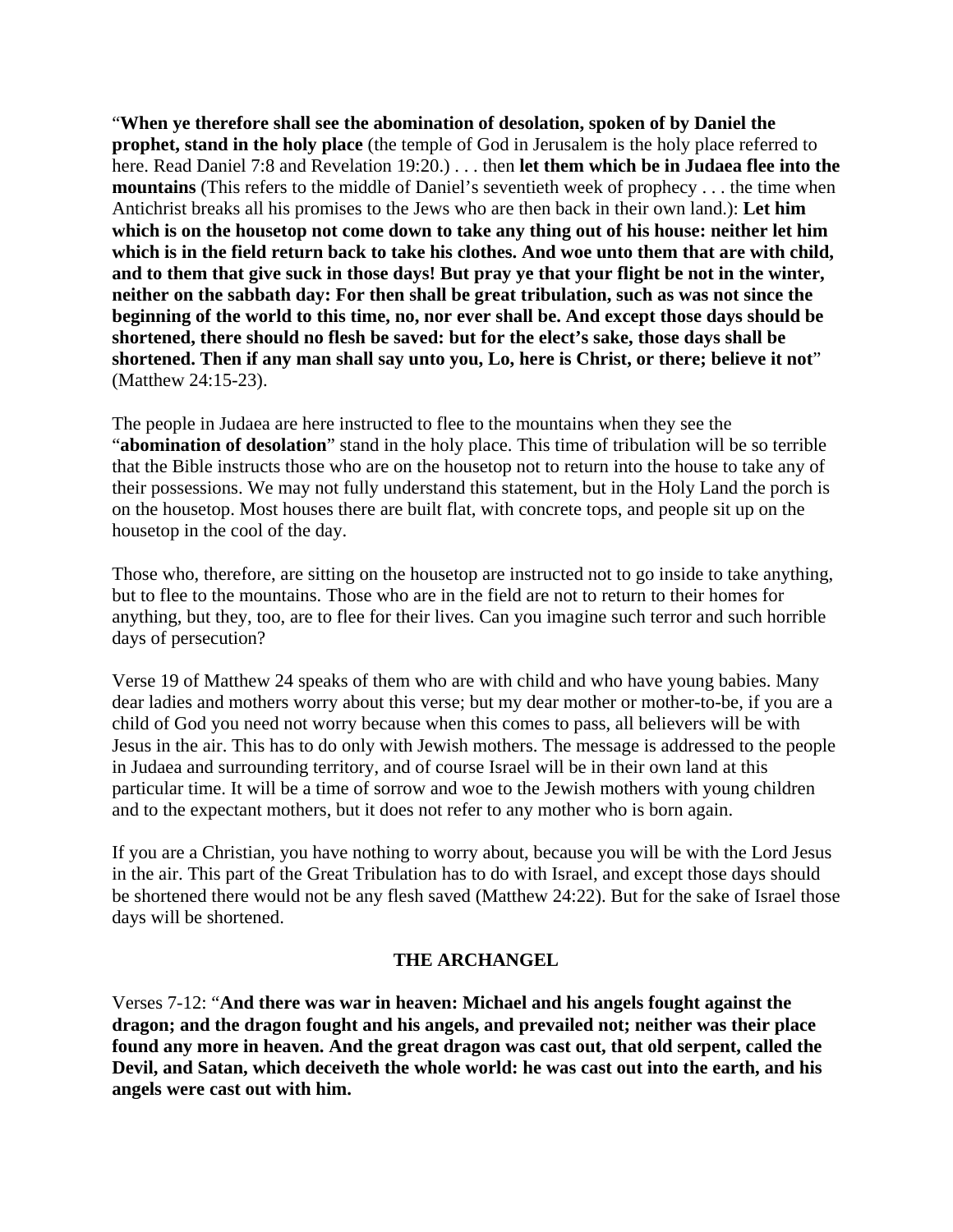"**When ye therefore shall see the abomination of desolation, spoken of by Daniel the prophet, stand in the holy place** (the temple of God in Jerusalem is the holy place referred to here. Read Daniel 7:8 and Revelation 19:20.) . . . then **let them which be in Judaea flee into the mountains** (This refers to the middle of Daniel's seventieth week of prophecy . . . the time when Antichrist breaks all his promises to the Jews who are then back in their own land.): **Let him which is on the housetop not come down to take any thing out of his house: neither let him which is in the field return back to take his clothes. And woe unto them that are with child, and to them that give suck in those days! But pray ye that your flight be not in the winter, neither on the sabbath day: For then shall be great tribulation, such as was not since the beginning of the world to this time, no, nor ever shall be. And except those days should be shortened, there should no flesh be saved: but for the elect's sake, those days shall be shortened. Then if any man shall say unto you, Lo, here is Christ, or there; believe it not**" (Matthew 24:15-23).

The people in Judaea are here instructed to flee to the mountains when they see the "**abomination of desolation**" stand in the holy place. This time of tribulation will be so terrible that the Bible instructs those who are on the housetop not to return into the house to take any of their possessions. We may not fully understand this statement, but in the Holy Land the porch is on the housetop. Most houses there are built flat, with concrete tops, and people sit up on the housetop in the cool of the day.

Those who, therefore, are sitting on the housetop are instructed not to go inside to take anything, but to flee to the mountains. Those who are in the field are not to return to their homes for anything, but they, too, are to flee for their lives. Can you imagine such terror and such horrible days of persecution?

Verse 19 of Matthew 24 speaks of them who are with child and who have young babies. Many dear ladies and mothers worry about this verse; but my dear mother or mother-to-be, if you are a child of God you need not worry because when this comes to pass, all believers will be with Jesus in the air. This has to do only with Jewish mothers. The message is addressed to the people in Judaea and surrounding territory, and of course Israel will be in their own land at this particular time. It will be a time of sorrow and woe to the Jewish mothers with young children and to the expectant mothers, but it does not refer to any mother who is born again.

If you are a Christian, you have nothing to worry about, because you will be with the Lord Jesus in the air. This part of the Great Tribulation has to do with Israel, and except those days should be shortened there would not be any flesh saved (Matthew 24:22). But for the sake of Israel those days will be shortened.

## THE ARCHANGEL

Verses 7-12: "**And there was war in heaven: Michael and his angels fought against the dragon; and the dragon fought and his angels, and prevailed not; neither was their place found any more in heaven. And the great dragon was cast out, that old serpent, called the Devil, and Satan, which deceiveth the whole world: he was cast out into the earth, and his angels were cast out with him.**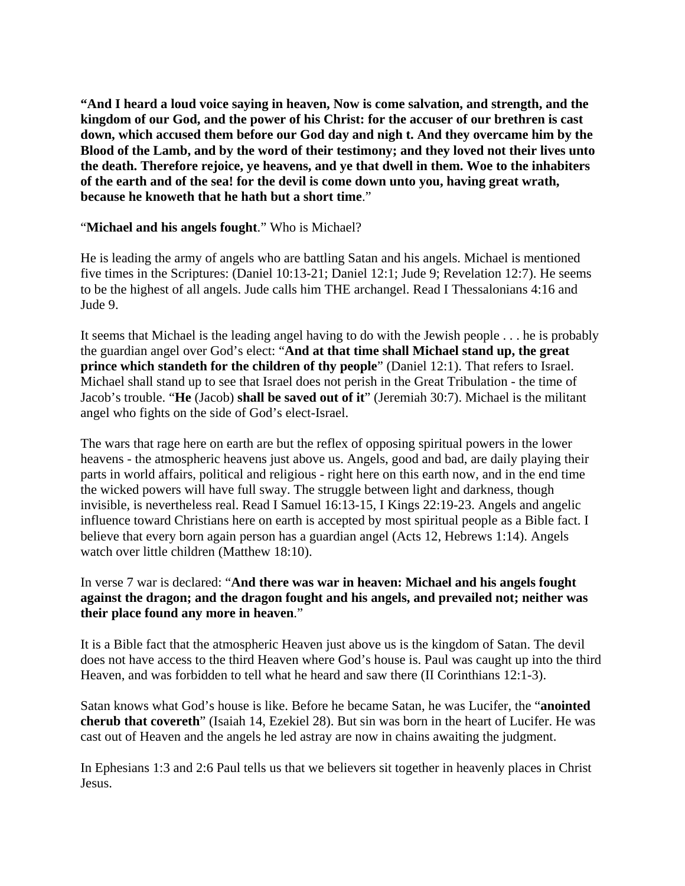**"And I heard a loud voice saying in heaven, Now is come salvation, and strength, and the kingdom of our God, and the power of his Christ: for the accuser of our brethren is cast down, which accused them before our God day and nigh t. And they overcame him by the Blood of the Lamb, and by the word of their testimony; and they loved not their lives unto the death. Therefore rejoice, ye heavens, and ye that dwell in them. Woe to the inhabiters of the earth and of the sea! for the devil is come down unto you, having great wrath, because he knoweth that he hath but a short time**."

"**Michael and his angels fought**." Who is Michael?

He is leading the army of angels who are battling Satan and his angels. Michael is mentioned five times in the Scriptures: (Daniel 10:13-21; Daniel 12:1; Jude 9; Revelation 12:7). He seems to be the highest of all angels. Jude calls him THE archangel. Read I Thessalonians 4:16 and Jude 9.

It seems that Michael is the leading angel having to do with the Jewish people . . . he is probably the guardian angel over God's elect: "**And at that time shall Michael stand up, the great prince which standeth for the children of thy people**" (Daniel 12:1). That refers to Israel. Michael shall stand up to see that Israel does not perish in the Great Tribulation - the time of Jacob's trouble. "**He** (Jacob) **shall be saved out of it**" (Jeremiah 30:7). Michael is the militant angel who fights on the side of God's elect-Israel.

The wars that rage here on earth are but the reflex of opposing spiritual powers in the lower heavens - the atmospheric heavens just above us. Angels, good and bad, are daily playing their parts in world affairs, political and religious - right here on this earth now, and in the end time the wicked powers will have full sway. The struggle between light and darkness, though invisible, is nevertheless real. Read I Samuel 16:13-15, I Kings 22:19-23. Angels and angelic influence toward Christians here on earth is accepted by most spiritual people as a Bible fact. I believe that every born again person has a guardian angel (Acts 12, Hebrews 1:14). Angels watch over little children (Matthew 18:10).

In verse 7 war is declared: "**And there was war in heaven: Michael and his angels fought against the dragon; and the dragon fought and his angels, and prevailed not; neither was their place found any more in heaven**."

It is a Bible fact that the atmospheric Heaven just above us is the kingdom of Satan. The devil does not have access to the third Heaven where God's house is. Paul was caught up into the third Heaven, and was forbidden to tell what he heard and saw there (II Corinthians 12:1-3).

Satan knows what God's house is like. Before he became Satan, he was Lucifer, the "**anointed cherub that covereth**" (Isaiah 14, Ezekiel 28). But sin was born in the heart of Lucifer. He was cast out of Heaven and the angels he led astray are now in chains awaiting the judgment.

In Ephesians 1:3 and 2:6 Paul tells us that we believers sit together in heavenly places in Christ Jesus.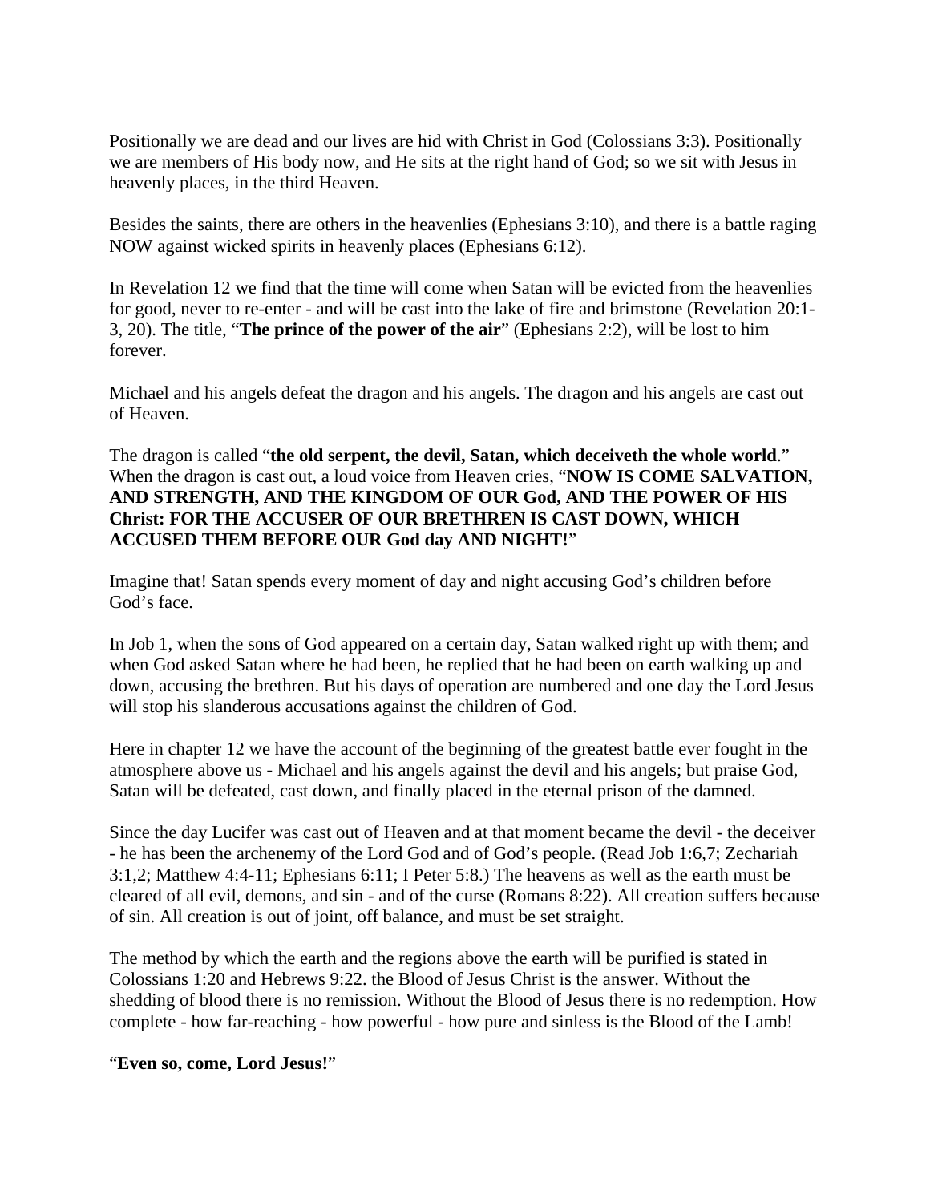Positionally we are dead and our lives are hid with Christ in God (Colossians 3:3). Positionally we are members of His body now, and He sits at the right hand of God; so we sit with Jesus in heavenly places, in the third Heaven.

Besides the saints, there are others in the heavenlies (Ephesians 3:10), and there is a battle raging NOW against wicked spirits in heavenly places (Ephesians 6:12).

In Revelation 12 we find that the time will come when Satan will be evicted from the heavenlies for good, never to re-enter - and will be cast into the lake of fire and brimstone (Revelation 20:1-3, 20). The title, "**The prince of the power of the air**" (Ephesians 2:2), will be lost to him forever.

Michael and his angels defeat the dragon and his angels. The dragon and his angels are cast out of Heaven.

The dragon is called "**the old serpent, the devil, Satan, which deceiveth the whole world**." When the dragon is cast out, a loud voice from Heaven cries, "**NOW IS COME SALVATION, AND STRENGTH, AND THE KINGDOM OF OUR God, AND THE POWER OF HIS Christ: FOR THE ACCUSER OF OUR BRETHREN IS CAST DOWN, WHICH ACCUSED THEM BEFORE OUR God day AND NIGHT!**"

Imagine that! Satan spends every moment of day and night accusing God's children before God's face.

In Job 1, when the sons of God appeared on a certain day, Satan walked right up with them; and when God asked Satan where he had been, he replied that he had been on earth walking up and down, accusing the brethren. But his days of operation are numbered and one day the Lord Jesus will stop his slanderous accusations against the children of God.

Here in chapter 12 we have the account of the beginning of the greatest battle ever fought in the atmosphere above us - Michael and his angels against the devil and his angels; but praise God, Satan will be defeated, cast down, and finally placed in the eternal prison of the damned.

Since the day Lucifer was cast out of Heaven and at that moment became the devil - the deceiver - he has been the archenemy of the Lord God and of God's people. (Read Job 1:6,7; Zechariah 3:1,2; Matthew 4:4-11; Ephesians 6:11; I Peter 5:8.) The heavens as well as the earth must be cleared of all evil, demons, and sin - and of the curse (Romans 8:22). All creation suffers because of sin. All creation is out of joint, off balance, and must be set straight.

The method by which the earth and the regions above the earth will be purified is stated in Colossians 1:20 and Hebrews 9:22. the Blood of Jesus Christ is the answer. Without the shedding of blood there is no remission. Without the Blood of Jesus there is no redemption. How complete - how far-reaching - how powerful - how pure and sinless is the Blood of the Lamb!

"**Even so, come, Lord Jesus!**"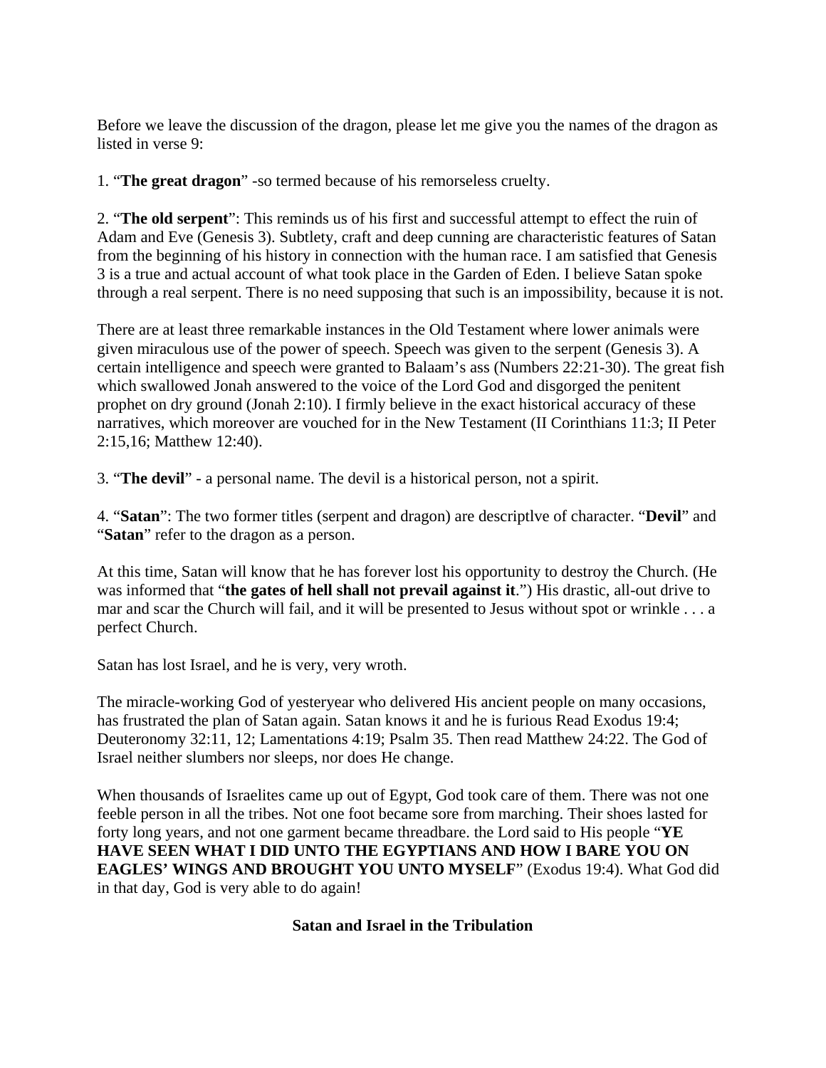Before we leave the discussion of the dragon, please let me give you the names of the dragon as listed in verse 9:

1. "**The great dragon**" -so termed because of his remorseless cruelty.

2. "**The old serpent**": This reminds us of his first and successful attempt to effect the ruin of Adam and Eve (Genesis 3). Subtlety, craft and deep cunning are characteristic features of Satan from the beginning of his history in connection with the human race. I am satisfied that Genesis 3 is a true and actual account of what took place in the Garden of Eden. I believe Satan spoke through a real serpent. There is no need supposing that such is an impossibility, because it is not.

There are at least three remarkable instances in the Old Testament where lower animals were given miraculous use of the power of speech. Speech was given to the serpent (Genesis 3). A certain intelligence and speech were granted to Balaam's ass (Numbers 22:21-30). The great fish which swallowed Jonah answered to the voice of the Lord God and disgorged the penitent prophet on dry ground (Jonah 2:10). I firmly believe in the exact historical accuracy of these narratives, which moreover are vouched for in the New Testament (II Corinthians 11:3; II Peter 2:15,16; Matthew 12:40).

3. "**The devil**" - a personal name. The devil is a historical person, not a spirit.

4. "**Satan**": The two former titles (serpent and dragon) are descriptlve of character. "**Devil**" and "**Satan**" refer to the dragon as a person.

At this time, Satan will know that he has forever lost his opportunity to destroy the Church. (He was informed that "**the gates of hell shall not prevail against it**.") His drastic, all-out drive to mar and scar the Church will fail, and it will be presented to Jesus without spot or wrinkle . . . a perfect Church.

Satan has lost Israel, and he is very, very wroth.

The miracle-working God of yesteryear who delivered His ancient people on many occasions, has frustrated the plan of Satan again. Satan knows it and he is furious Read Exodus 19:4; Deuteronomy 32:11, 12; Lamentations 4:19; Psalm 35. Then read Matthew 24:22. The God of Israel neither slumbers nor sleeps, nor does He change.

When thousands of Israelites came up out of Egypt, God took care of them. There was not one feeble person in all the tribes. Not one foot became sore from marching. Their shoes lasted for forty long years, and not one garment became threadbare. the Lord said to His people "**YE HAVE SEEN WHAT I DID UNTO THE EGYPTIANS AND HOW I BARE YOU ON EAGLES' WINGS AND BROUGHT YOU UNTO MYSELF**" (Exodus 19:4). What God did in that day, God is very able to do again!

## Satan and Israel in the Tribulation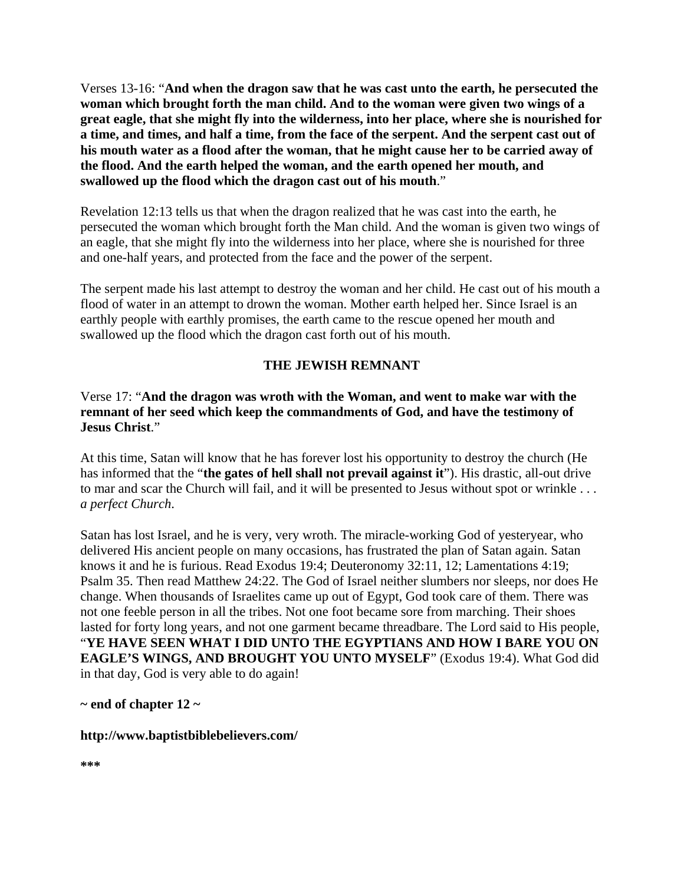Verses 13-16: "**And when the dragon saw that he was cast unto the earth, he persecuted the woman which brought forth the man child. And to the woman were given two wings of a great eagle, that she might fly into the wilderness, into her place, where she is nourished for a time, and times, and half a time, from the face of the serpent. And the serpent cast out of his mouth water as a flood after the woman, that he might cause her to be carried away of the flood. And the earth helped the woman, and the earth opened her mouth, and swallowed up the flood which the dragon cast out of his mouth**."

Revelation 12:13 tells us that when the dragon realized that he was cast into the earth, he persecuted the woman which brought forth the Man child. And the woman is given two wings of an eagle, that she might fly into the wilderness into her place, where she is nourished for three and one-half years, and protected from the face and the power of the serpent.

The serpent made his last attempt to destroy the woman and her child. He cast out of his mouth a flood of water in an attempt to drown the woman. Mother earth helped her. Since Israel is an earthly people with earthly promises, the earth came to the rescue opened her mouth and swallowed up the flood which the dragon cast forth out of his mouth.

## THE JEWISH REMNANT

Verse 17: "**And the dragon was wroth with the Woman, and went to make war with the remnant of her seed which keep the commandments of God, and have the testimony of Jesus Christ**."

At this time, Satan will know that he has forever lost his opportunity to destroy the church (He has informed that the "**the gates of hell shall not prevail against it**"). His drastic, all-out drive to mar and scar the Church will fail, and it will be presented to Jesus without spot or wrinkle . . . *a perfect Church*.

Satan has lost Israel, and he is very, very wroth. The miracle-working God of yesteryear, who delivered His ancient people on many occasions, has frustrated the plan of Satan again. Satan knows it and he is furious. Read Exodus 19:4; Deuteronomy 32:11, 12; Lamentations 4:19; Psalm 35. Then read Matthew 24:22. The God of Israel neither slumbers nor sleeps, nor does He change. When thousands of Israelites came up out of Egypt, God took care of them. There was not one feeble person in all the tribes. Not one foot became sore from marching. Their shoes lasted for forty long years, and not one garment became threadbare. The Lord said to His people, "**YE HAVE SEEN WHAT I DID UNTO THE EGYPTIANS AND HOW I BARE YOU ON EAGLE'S WINGS, AND BROUGHT YOU UNTO MYSELF**" (Exodus 19:4). What God did in that day, God is very able to do again!

**~ end of chapter 12 ~**

**http://www.baptistbiblebelievers.com/**

*****